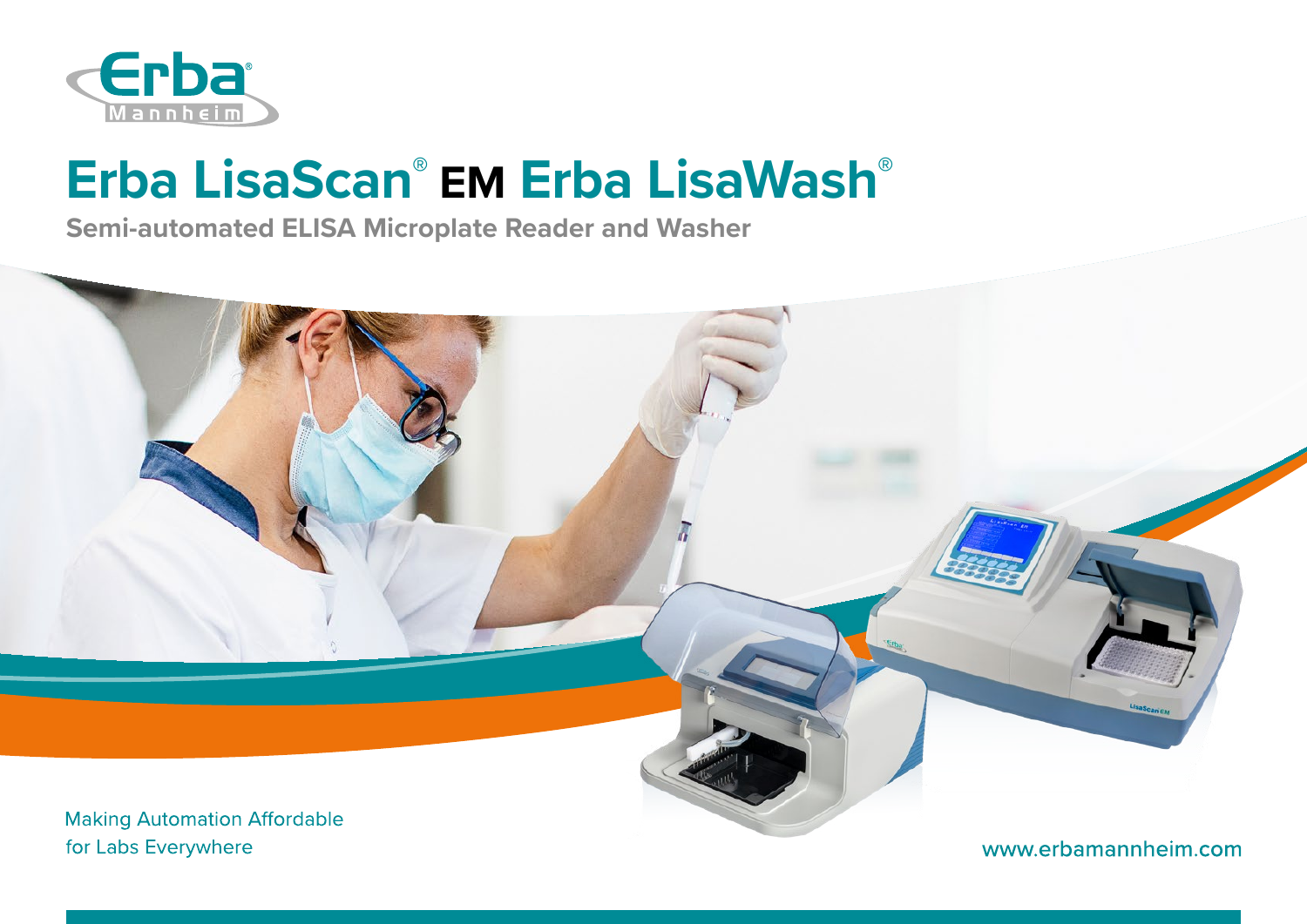# Erba LisaScan® EM Erba LisaWash®

**Semi-automated ELISA Microplate Reader and Washer**

Making Automation Affordable
for Labs Everywhere

www.erbamannheim.com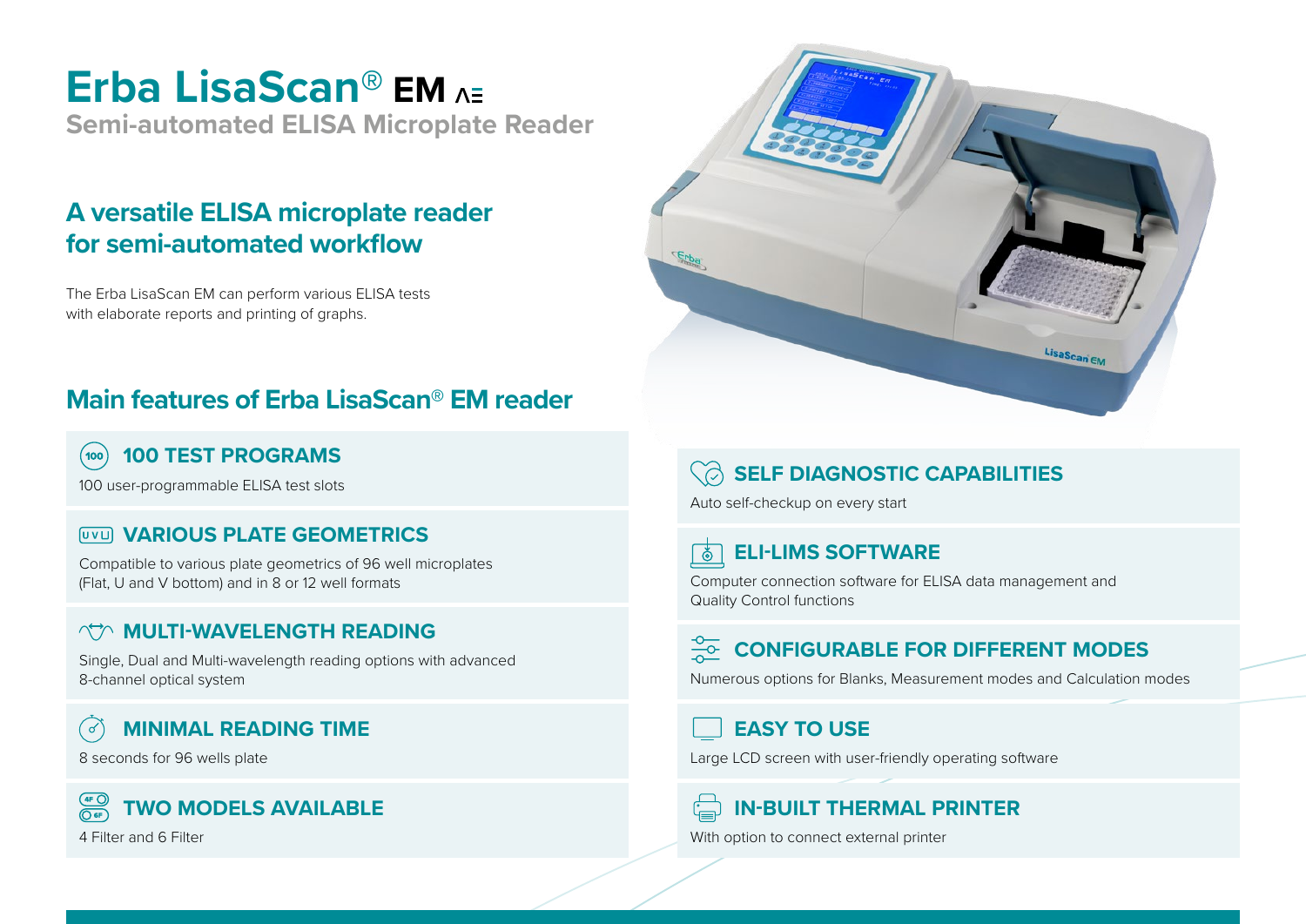# Erba LisaScan® EM

## Semi-automated ELISA Microplate Reader

## A versatile ELISA microplate reader for semi-automated workflow

The Erba LisaScan EM can perform various ELISA tests with elaborate reports and printing of graphs.

## Main features of Erba LisaScan® EM reader

### 100 TEST PROGRAMS

100 user-programmable ELISA test slots

### VARIOUS PLATE GEOMETRICS

Compatible to various plate geometrics of 96 well microplates (Flat, U and V bottom) and in 8 or 12 well formats

### MULTI-WAVELENGTH READING

Single, Dual and Multi-wavelength reading options with advanced 8-channel optical system

### MINIMAL READING TIME

8 seconds for 96 wells plate

### TWO MODELS AVAILABLE

4 Filter and 6 Filter

### SELF DIAGNOSTIC CAPABILITIES

Auto self-checkup on every start

### ELI-LIMS SOFTWARE

Computer connection software for ELISA data management and Quality Control functions

### CONFIGURABLE FOR DIFFERENT MODES

Numerous options for Blanks, Measurement modes and Calculation modes

### EASY TO USE

Large LCD screen with user-friendly operating software

### IN-BUILT THERMAL PRINTER

With option to connect external printer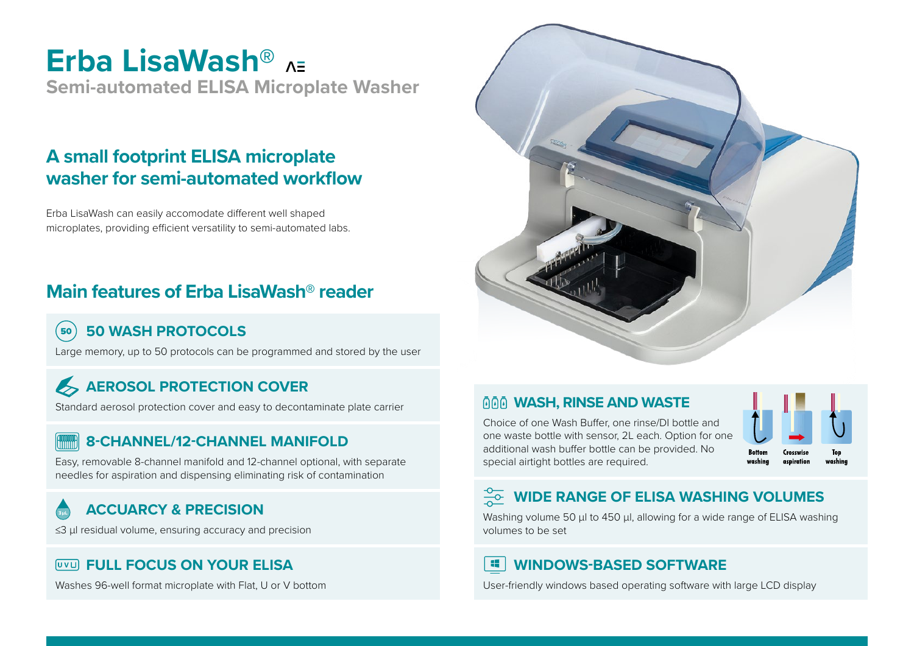# Erba LisaWash®

## Semi-automated ELISA Microplate Washer

## A small footprint ELISA microplate washer for semi-automated workflow

Erba LisaWash can easily accomodate different well shaped microplates, providing efficient versatility to semi-automated labs.

## Main features of Erba LisaWash® reader

### 50 WASH PROTOCOLS

Large memory, up to 50 protocols can be programmed and stored by the user

### AEROSOL PROTECTION COVER

Standard aerosol protection cover and easy to decontaminate plate carrier

### 8-CHANNEL/12-CHANNEL MANIFOLD

Easy, removable 8-channel manifold and 12-channel optional, with separate needles for aspiration and dispensing eliminating risk of contamination

### ACCUARCY & PRECISION

≤3 µl residual volume, ensuring accuracy and precision

### FULL FOCUS ON YOUR ELISA

Washes 96-well format microplate with Flat, U or V bottom

### WASH, RINSE AND WASTE

Choice of one Wash Buffer, one rinse/DI bottle and one waste bottle with sensor, 2L each. Option for one additional wash buffer bottle can be provided. No special airtight bottles are required.

Bottom washing — Crosswise aspiration — Top washing

### WIDE RANGE OF ELISA WASHING VOLUMES

Washing volume 50 µl to 450 µl, allowing for a wide range of ELISA washing volumes to be set

### WINDOWS-BASED SOFTWARE

User-friendly windows based operating software with large LCD display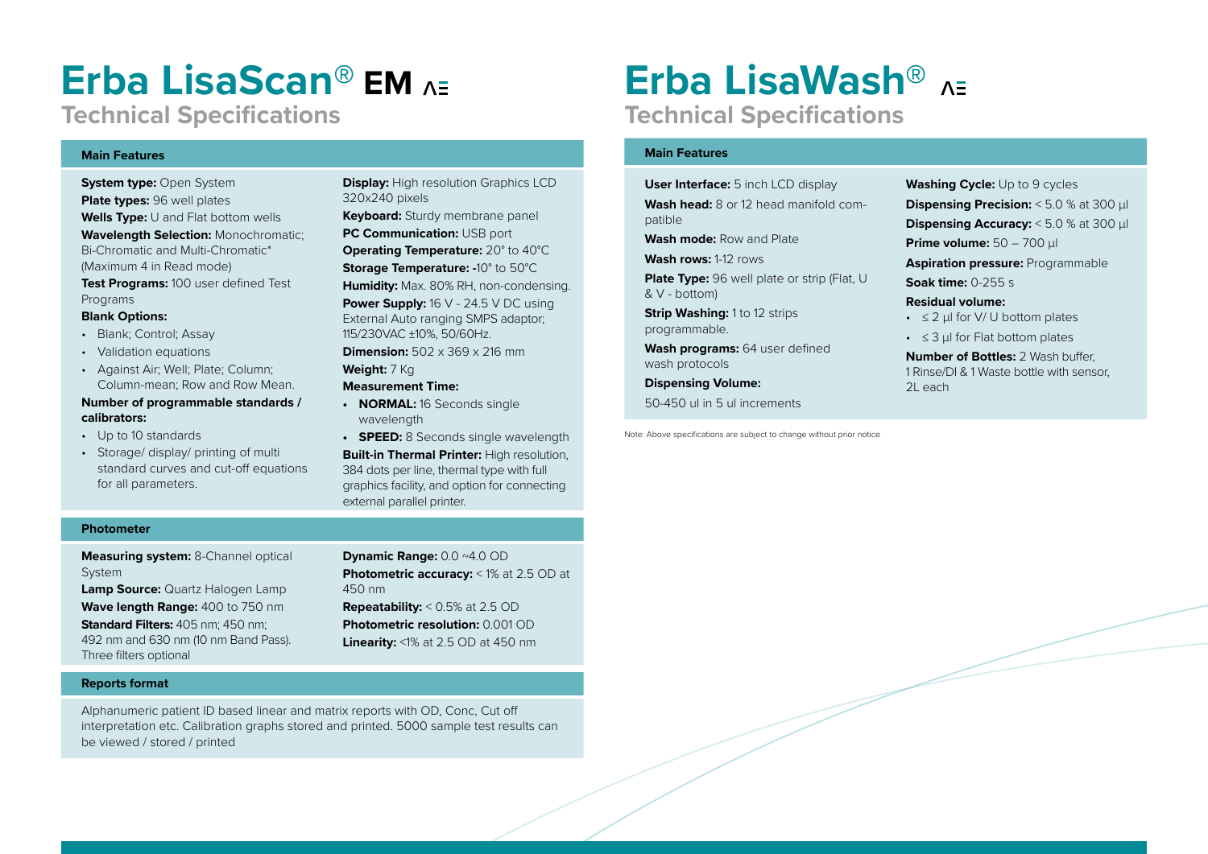# Erba LisaScan® EM

## Technical Specifications

### Main Features

**System type:** Open System
**Plate types:** 96 well plates
**Wells Type:** U and Flat bottom wells
**Wavelength Selection:** Monochromatic; Bi-Chromatic and Multi-Chromatic* (Maximum 4 in Read mode)
**Test Programs:** 100 user defined Test Programs
**Blank Options:**

- Blank; Control; Assay
- Validation equations
- Against Air; Well; Plate; Column; Column-mean; Row and Row Mean.

**Number of programmable standards / calibrators:**

- Up to 10 standards
- Storage/ display/ printing of multi standard curves and cut-off equations for all parameters.

**Display:** High resolution Graphics LCD 320x240 pixels
**Keyboard:** Sturdy membrane panel
**PC Communication:** USB port
**Operating Temperature:** 20° to 40°C
**Storage Temperature:** -10° to 50°C
**Humidity:** Max. 80% RH, non-condensing.
**Power Supply:** 16 V - 24.5 V DC using External Auto ranging SMPS adaptor; 115/230VAC ±10%, 50/60Hz.
**Dimension:** 502 x 369 x 216 mm
**Weight:** 7 Kg
**Measurement Time:**

- **NORMAL:** 16 Seconds single wavelength
- **SPEED:** 8 Seconds single wavelength

**Built-in Thermal Printer:** High resolution, 384 dots per line, thermal type with full graphics facility, and option for connecting external parallel printer.

### Photometer

**Measuring system:** 8-Channel optical System
**Lamp Source:** Quartz Halogen Lamp
**Wave length Range:** 400 to 750 nm
**Standard Filters:** 405 nm; 450 nm; 492 nm and 630 nm (10 nm Band Pass). Three filters optional

**Dynamic Range:** 0.0 ~4.0 OD
**Photometric accuracy:** < 1% at 2.5 OD at 450 nm
**Repeatability:** < 0.5% at 2.5 OD
**Photometric resolution:** 0.001 OD
**Linearity:** <1% at 2.5 OD at 450 nm

### Reports format

Alphanumeric patient ID based linear and matrix reports with OD, Conc, Cut off interpretation etc. Calibration graphs stored and printed. 5000 sample test results can be viewed / stored / printed

# Erba LisaWash®

## Technical Specifications

### Main Features

**User Interface:** 5 inch LCD display

**Wash head:** 8 or 12 head manifold compatible

**Wash mode:** Row and Plate

**Wash rows:** 1-12 rows

**Plate Type:** 96 well plate or strip (Flat, U & V - bottom)

**Strip Washing:** 1 to 12 strips programmable.

**Wash programs:** 64 user defined wash protocols

**Dispensing Volume:**

50-450 ul in 5 ul increments

**Washing Cycle:** Up to 9 cycles

**Dispensing Precision:** < 5.0 % at 300 µl

**Dispensing Accuracy:** < 5.0 % at 300 µl

**Prime volume:** 50 – 700 µl

**Aspiration pressure:** Programmable

**Soak time:** 0-255 s

**Residual volume:**

- ≤ 2 µl for V/ U bottom plates
- ≤ 3 µl for Flat bottom plates

**Number of Bottles:** 2 Wash buffer, 1 Rinse/DI & 1 Waste bottle with sensor, 2L each

Note: Above specifications are subject to change without prior notice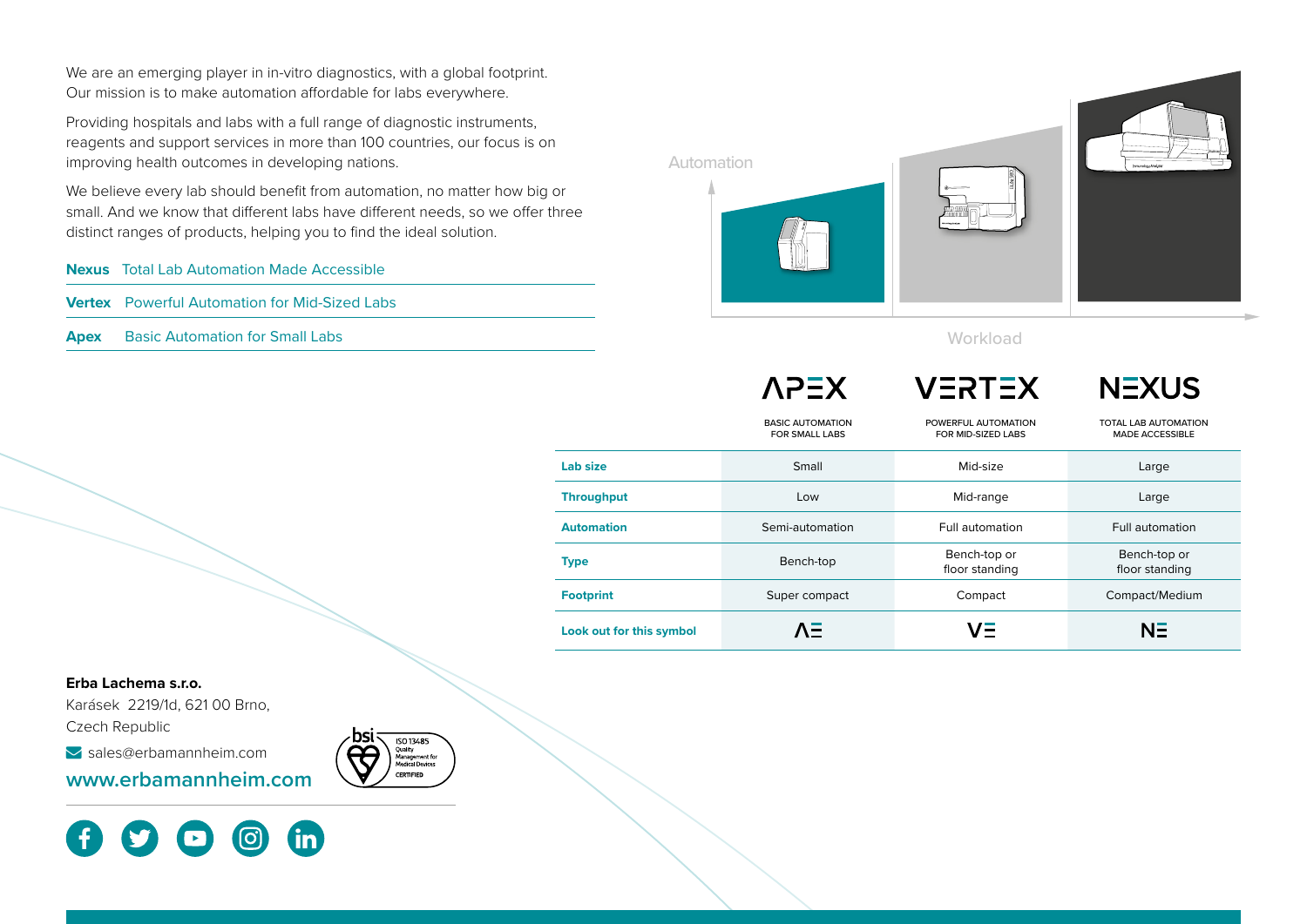We are an emerging player in in-vitro diagnostics, with a global footprint. Our mission is to make automation affordable for labs everywhere.

Providing hospitals and labs with a full range of diagnostic instruments, reagents and support services in more than 100 countries, our focus is on improving health outcomes in developing nations.

We believe every lab should benefit from automation, no matter how big or small. And we know that different labs have different needs, so we offer three distinct ranges of products, helping you to find the ideal solution.

| | |
|---|---|
| **Nexus** | Total Lab Automation Made Accessible |
| **Vertex** | Powerful Automation for Mid-Sized Labs |
| **Apex** | Basic Automation for Small Labs |

Automation

Workload

| | APEX<br>BASIC AUTOMATION FOR SMALL LABS | VERTEX<br>POWERFUL AUTOMATION FOR MID-SIZED LABS | NEXUS<br>TOTAL LAB AUTOMATION MADE ACCESSIBLE |
|---|---|---|---|
| **Lab size** | Small | Mid-size | Large |
| **Throughput** | Low | Mid-range | Large |
| **Automation** | Semi-automation | Full automation | Full automation |
| **Type** | Bench-top | Bench-top or floor standing | Bench-top or floor standing |
| **Footprint** | Super compact | Compact | Compact/Medium |
| **Look out for this symbol** | ΛΞ | VΞ | NΞ |

**Erba Lachema s.r.o.**
Karásek 2219/1d, 621 00 Brno,
Czech Republic

sales@erbamannheim.com

**www.erbamannheim.com**

bsi ISO 13485 Quality Management for Medical Devices CERTIFIED